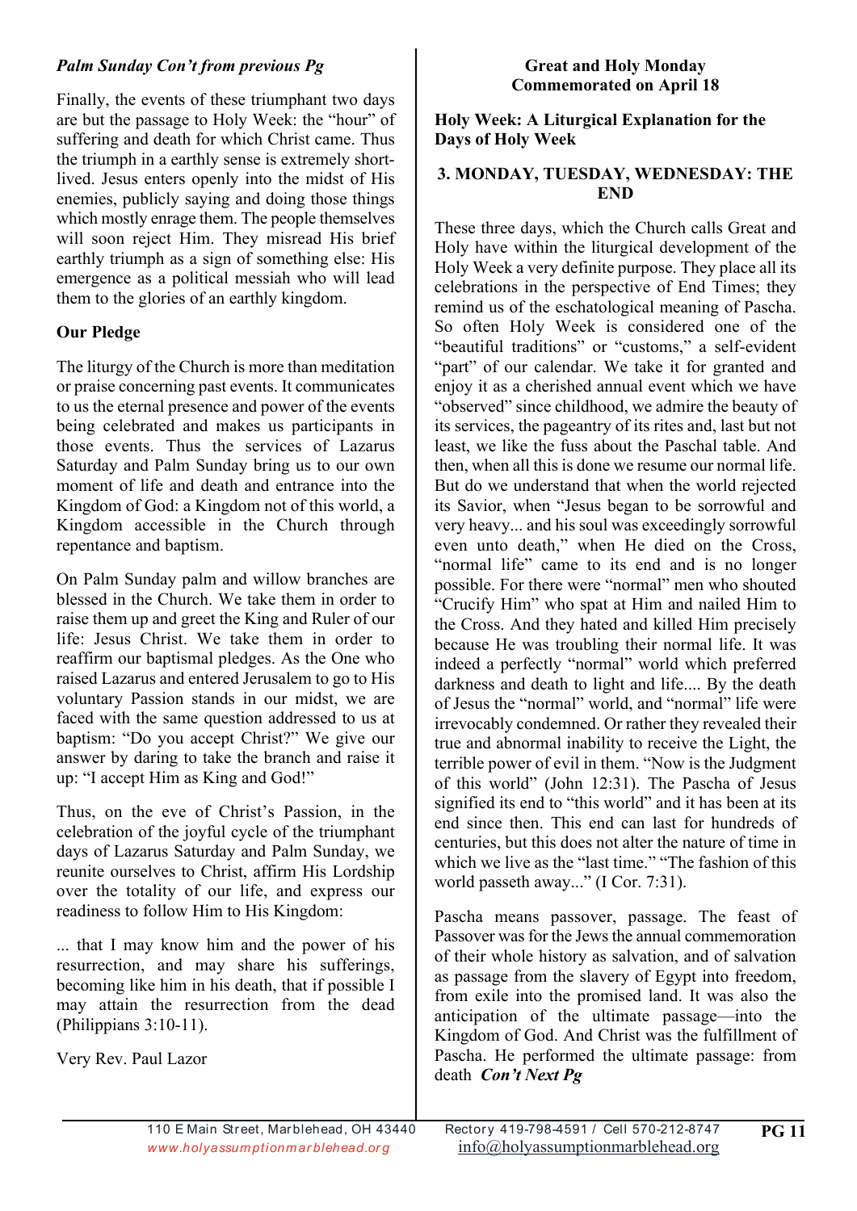*Palm Sunday Con't from previous Pg*

Finally, the events of these triumphant two days are but the passage to Holy Week: the "hour" of suffering and death for which Christ came. Thus the triumph in a earthly sense is extremely short-lived. Jesus enters openly into the midst of His enemies, publicly saying and doing those things which mostly enrage them. The people themselves will soon reject Him. They misread His brief earthly triumph as a sign of something else: His emergence as a political messiah who will lead them to the glories of an earthly kingdom.

**Our Pledge**

The liturgy of the Church is more than meditation or praise concerning past events. It communicates to us the eternal presence and power of the events being celebrated and makes us participants in those events. Thus the services of Lazarus Saturday and Palm Sunday bring us to our own moment of life and death and entrance into the Kingdom of God: a Kingdom not of this world, a Kingdom accessible in the Church through repentance and baptism.

On Palm Sunday palm and willow branches are blessed in the Church. We take them in order to raise them up and greet the King and Ruler of our life: Jesus Christ. We take them in order to reaffirm our baptismal pledges. As the One who raised Lazarus and entered Jerusalem to go to His voluntary Passion stands in our midst, we are faced with the same question addressed to us at baptism: "Do you accept Christ?" We give our answer by daring to take the branch and raise it up: "I accept Him as King and God!"

Thus, on the eve of Christ's Passion, in the celebration of the joyful cycle of the triumphant days of Lazarus Saturday and Palm Sunday, we reunite ourselves to Christ, affirm His Lordship over the totality of our life, and express our readiness to follow Him to His Kingdom:

... that I may know him and the power of his resurrection, and may share his sufferings, becoming like him in his death, that if possible I may attain the resurrection from the dead (Philippians 3:10-11).

Very Rev. Paul Lazor

**Great and Holy Monday**
**Commemorated on April 18**

**Holy Week: A Liturgical Explanation for the Days of Holy Week**

**3. MONDAY, TUESDAY, WEDNESDAY: THE END**

These three days, which the Church calls Great and Holy have within the liturgical development of the Holy Week a very definite purpose. They place all its celebrations in the perspective of End Times; they remind us of the eschatological meaning of Pascha. So often Holy Week is considered one of the "beautiful traditions" or "customs," a self-evident "part" of our calendar. We take it for granted and enjoy it as a cherished annual event which we have "observed" since childhood, we admire the beauty of its services, the pageantry of its rites and, last but not least, we like the fuss about the Paschal table. And then, when all this is done we resume our normal life. But do we understand that when the world rejected its Savior, when "Jesus began to be sorrowful and very heavy... and his soul was exceedingly sorrowful even unto death," when He died on the Cross, "normal life" came to its end and is no longer possible. For there were "normal" men who shouted "Crucify Him" who spat at Him and nailed Him to the Cross. And they hated and killed Him precisely because He was troubling their normal life. It was indeed a perfectly "normal" world which preferred darkness and death to light and life.... By the death of Jesus the "normal" world, and "normal" life were irrevocably condemned. Or rather they revealed their true and abnormal inability to receive the Light, the terrible power of evil in them. "Now is the Judgment of this world" (John 12:31). The Pascha of Jesus signified its end to "this world" and it has been at its end since then. This end can last for hundreds of centuries, but this does not alter the nature of time in which we live as the "last time." "The fashion of this world passeth away..." (I Cor. 7:31).

Pascha means passover, passage. The feast of Passover was for the Jews the annual commemoration of their whole history as salvation, and of salvation as passage from the slavery of Egypt into freedom, from exile into the promised land. It was also the anticipation of the ultimate passage—into the Kingdom of God. And Christ was the fulfillment of Pascha. He performed the ultimate passage: from death ***Con't Next Pg***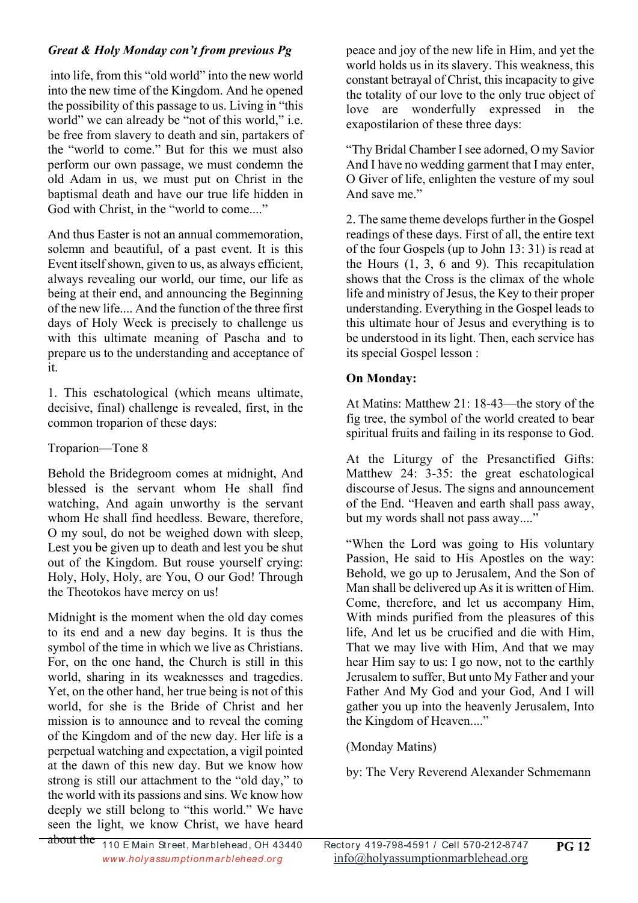***Great & Holy Monday con't from previous Pg***

into life, from this "old world" into the new world into the new time of the Kingdom. And he opened the possibility of this passage to us. Living in "this world" we can already be "not of this world," i.e. be free from slavery to death and sin, partakers of the "world to come." But for this we must also perform our own passage, we must condemn the old Adam in us, we must put on Christ in the baptismal death and have our true life hidden in God with Christ, in the "world to come...."

And thus Easter is not an annual commemoration, solemn and beautiful, of a past event. It is this Event itself shown, given to us, as always efficient, always revealing our world, our time, our life as being at their end, and announcing the Beginning of the new life.... And the function of the three first days of Holy Week is precisely to challenge us with this ultimate meaning of Pascha and to prepare us to the understanding and acceptance of it.

1. This eschatological (which means ultimate, decisive, final) challenge is revealed, first, in the common troparion of these days:

Troparion—Tone 8

Behold the Bridegroom comes at midnight, And blessed is the servant whom He shall find watching, And again unworthy is the servant whom He shall find heedless. Beware, therefore, O my soul, do not be weighed down with sleep, Lest you be given up to death and lest you be shut out of the Kingdom. But rouse yourself crying: Holy, Holy, Holy, are You, O our God! Through the Theotokos have mercy on us!

Midnight is the moment when the old day comes to its end and a new day begins. It is thus the symbol of the time in which we live as Christians. For, on the one hand, the Church is still in this world, sharing in its weaknesses and tragedies. Yet, on the other hand, her true being is not of this world, for she is the Bride of Christ and her mission is to announce and to reveal the coming of the Kingdom and of the new day. Her life is a perpetual watching and expectation, a vigil pointed at the dawn of this new day. But we know how strong is still our attachment to the "old day," to the world with its passions and sins. We know how deeply we still belong to "this world." We have seen the light, we know Christ, we have heard about the peace and joy of the new life in Him, and yet the world holds us in its slavery. This weakness, this constant betrayal of Christ, this incapacity to give the totality of our love to the only true object of love are wonderfully expressed in the exapostilarion of these three days:

"Thy Bridal Chamber I see adorned, O my Savior
And I have no wedding garment that I may enter,
O Giver of life, enlighten the vesture of my soul
And save me."

2. The same theme develops further in the Gospel readings of these days. First of all, the entire text of the four Gospels (up to John 13: 31) is read at the Hours (1, 3, 6 and 9). This recapitulation shows that the Cross is the climax of the whole life and ministry of Jesus, the Key to their proper understanding. Everything in the Gospel leads to this ultimate hour of Jesus and everything is to be understood in its light. Then, each service has its special Gospel lesson :

**On Monday:**

At Matins: Matthew 21: 18-43—the story of the fig tree, the symbol of the world created to bear spiritual fruits and failing in its response to God.

At the Liturgy of the Presanctified Gifts: Matthew 24: 3-35: the great eschatological discourse of Jesus. The signs and announcement of the End. "Heaven and earth shall pass away, but my words shall not pass away...."

"When the Lord was going to His voluntary Passion, He said to His Apostles on the way: Behold, we go up to Jerusalem, And the Son of Man shall be delivered up As it is written of Him. Come, therefore, and let us accompany Him, With minds purified from the pleasures of this life, And let us be crucified and die with Him, That we may live with Him, And that we may hear Him say to us: I go now, not to the earthly Jerusalem to suffer, But unto My Father and your Father And My God and your God, And I will gather you up into the heavenly Jerusalem, Into the Kingdom of Heaven...."

(Monday Matins)

by: The Very Reverend Alexander Schmemann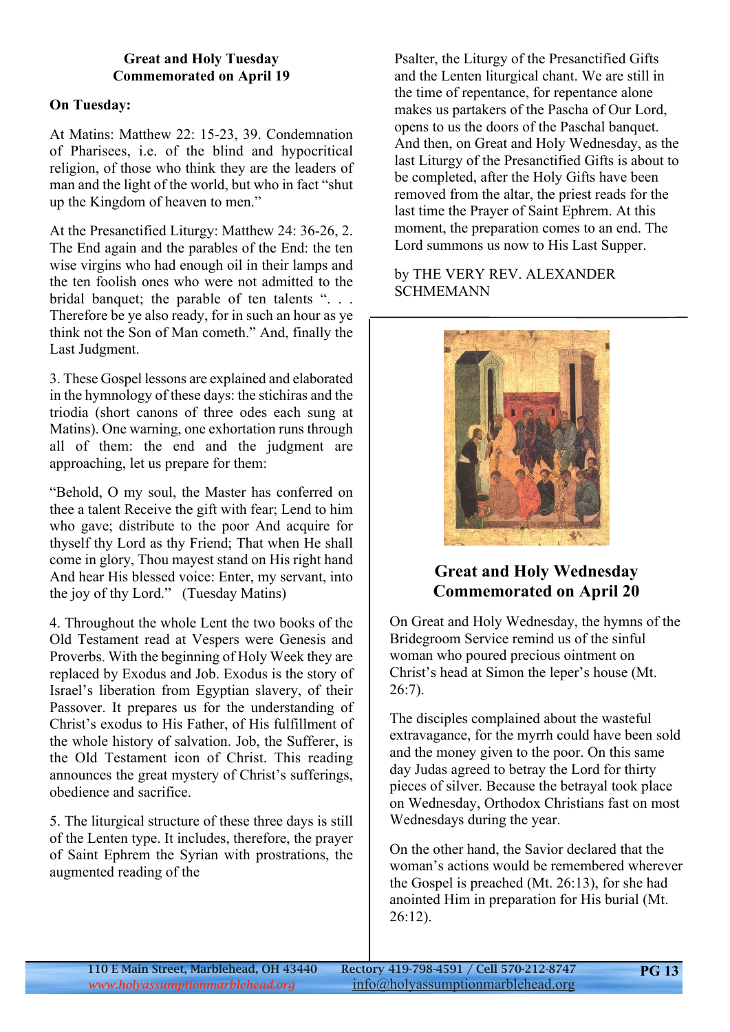**Great and Holy Tuesday**
**Commemorated on April 19**

**On Tuesday:**

At Matins: Matthew 22: 15-23, 39. Condemnation of Pharisees, i.e. of the blind and hypocritical religion, of those who think they are the leaders of man and the light of the world, but who in fact "shut up the Kingdom of heaven to men."

At the Presanctified Liturgy: Matthew 24: 36-26, 2. The End again and the parables of the End: the ten wise virgins who had enough oil in their lamps and the ten foolish ones who were not admitted to the bridal banquet; the parable of ten talents ". . . Therefore be ye also ready, for in such an hour as ye think not the Son of Man cometh." And, finally the Last Judgment.

3. These Gospel lessons are explained and elaborated in the hymnology of these days: the stichiras and the triodia (short canons of three odes each sung at Matins). One warning, one exhortation runs through all of them: the end and the judgment are approaching, let us prepare for them:

"Behold, O my soul, the Master has conferred on thee a talent Receive the gift with fear; Lend to him who gave; distribute to the poor And acquire for thyself thy Lord as thy Friend; That when He shall come in glory, Thou mayest stand on His right hand And hear His blessed voice: Enter, my servant, into the joy of thy Lord." (Tuesday Matins)

4. Throughout the whole Lent the two books of the Old Testament read at Vespers were Genesis and Proverbs. With the beginning of Holy Week they are replaced by Exodus and Job. Exodus is the story of Israel's liberation from Egyptian slavery, of their Passover. It prepares us for the understanding of Christ's exodus to His Father, of His fulfillment of the whole history of salvation. Job, the Sufferer, is the Old Testament icon of Christ. This reading announces the great mystery of Christ's sufferings, obedience and sacrifice.

5. The liturgical structure of these three days is still of the Lenten type. It includes, therefore, the prayer of Saint Ephrem the Syrian with prostrations, the augmented reading of the Psalter, the Liturgy of the Presanctified Gifts and the Lenten liturgical chant. We are still in the time of repentance, for repentance alone makes us partakers of the Pascha of Our Lord, opens to us the doors of the Paschal banquet. And then, on Great and Holy Wednesday, as the last Liturgy of the Presanctified Gifts is about to be completed, after the Holy Gifts have been removed from the altar, the priest reads for the last time the Prayer of Saint Ephrem. At this moment, the preparation comes to an end. The Lord summons us now to His Last Supper.

by THE VERY REV. ALEXANDER SCHMEMANN

---

## Great and Holy Wednesday
## Commemorated on April 20

On Great and Holy Wednesday, the hymns of the Bridegroom Service remind us of the sinful woman who poured precious ointment on Christ's head at Simon the leper's house (Mt. 26:7).

The disciples complained about the wasteful extravagance, for the myrrh could have been sold and the money given to the poor. On this same day Judas agreed to betray the Lord for thirty pieces of silver. Because the betrayal took place on Wednesday, Orthodox Christians fast on most Wednesdays during the year.

On the other hand, the Savior declared that the woman's actions would be remembered wherever the Gospel is preached (Mt. 26:13), for she had anointed Him in preparation for His burial (Mt. 26:12).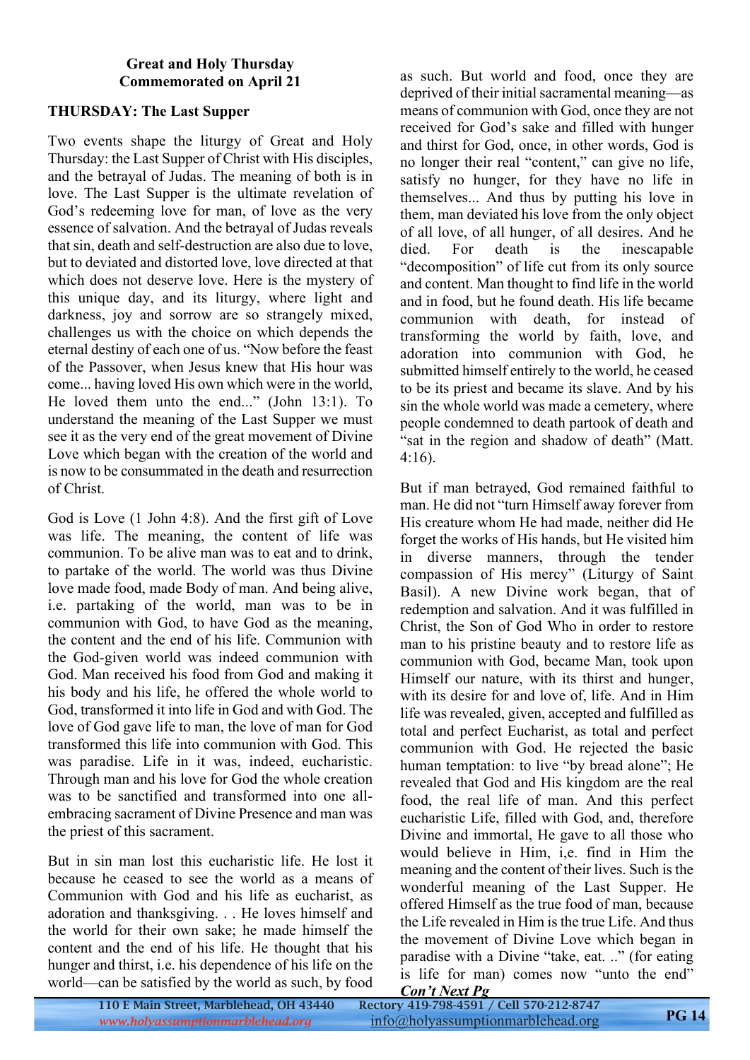**Great and Holy Thursday**
**Commemorated on April 21**

**THURSDAY: The Last Supper**

Two events shape the liturgy of Great and Holy Thursday: the Last Supper of Christ with His disciples, and the betrayal of Judas. The meaning of both is in love. The Last Supper is the ultimate revelation of God's redeeming love for man, of love as the very essence of salvation. And the betrayal of Judas reveals that sin, death and self-destruction are also due to love, but to deviated and distorted love, love directed at that which does not deserve love. Here is the mystery of this unique day, and its liturgy, where light and darkness, joy and sorrow are so strangely mixed, challenges us with the choice on which depends the eternal destiny of each one of us. "Now before the feast of the Passover, when Jesus knew that His hour was come... having loved His own which were in the world, He loved them unto the end..." (John 13:1). To understand the meaning of the Last Supper we must see it as the very end of the great movement of Divine Love which began with the creation of the world and is now to be consummated in the death and resurrection of Christ.

God is Love (1 John 4:8). And the first gift of Love was life. The meaning, the content of life was communion. To be alive man was to eat and to drink, to partake of the world. The world was thus Divine love made food, made Body of man. And being alive, i.e. partaking of the world, man was to be in communion with God, to have God as the meaning, the content and the end of his life. Communion with the God-given world was indeed communion with God. Man received his food from God and making it his body and his life, he offered the whole world to God, transformed it into life in God and with God. The love of God gave life to man, the love of man for God transformed this life into communion with God. This was paradise. Life in it was, indeed, eucharistic. Through man and his love for God the whole creation was to be sanctified and transformed into one all-embracing sacrament of Divine Presence and man was the priest of this sacrament.

But in sin man lost this eucharistic life. He lost it because he ceased to see the world as a means of Communion with God and his life as eucharist, as adoration and thanksgiving. . . He loves himself and the world for their own sake; he made himself the content and the end of his life. He thought that his hunger and thirst, i.e. his dependence of his life on the world—can be satisfied by the world as such, by food as such. But world and food, once they are deprived of their initial sacramental meaning—as means of communion with God, once they are not received for God's sake and filled with hunger and thirst for God, once, in other words, God is no longer their real "content," can give no life, satisfy no hunger, for they have no life in themselves... And thus by putting his love in them, man deviated his love from the only object of all love, of all hunger, of all desires. And he died. For death is the inescapable "decomposition" of life cut from its only source and content. Man thought to find life in the world and in food, but he found death. His life became communion with death, for instead of transforming the world by faith, love, and adoration into communion with God, he submitted himself entirely to the world, he ceased to be its priest and became its slave. And by his sin the whole world was made a cemetery, where people condemned to death partook of death and "sat in the region and shadow of death" (Matt. 4:16).

But if man betrayed, God remained faithful to man. He did not "turn Himself away forever from His creature whom He had made, neither did He forget the works of His hands, but He visited him in diverse manners, through the tender compassion of His mercy" (Liturgy of Saint Basil). A new Divine work began, that of redemption and salvation. And it was fulfilled in Christ, the Son of God Who in order to restore man to his pristine beauty and to restore life as communion with God, became Man, took upon Himself our nature, with its thirst and hunger, with its desire for and love of, life. And in Him life was revealed, given, accepted and fulfilled as total and perfect Eucharist, as total and perfect communion with God. He rejected the basic human temptation: to live "by bread alone"; He revealed that God and His kingdom are the real food, the real life of man. And this perfect eucharistic Life, filled with God, and, therefore Divine and immortal, He gave to all those who would believe in Him, i,e. find in Him the meaning and the content of their lives. Such is the wonderful meaning of the Last Supper. He offered Himself as the true food of man, because the Life revealed in Him is the true Life. And thus the movement of Divine Love which began in paradise with a Divine "take, eat. .." (for eating is life for man) comes now "unto the end"

***Con't Next Pg***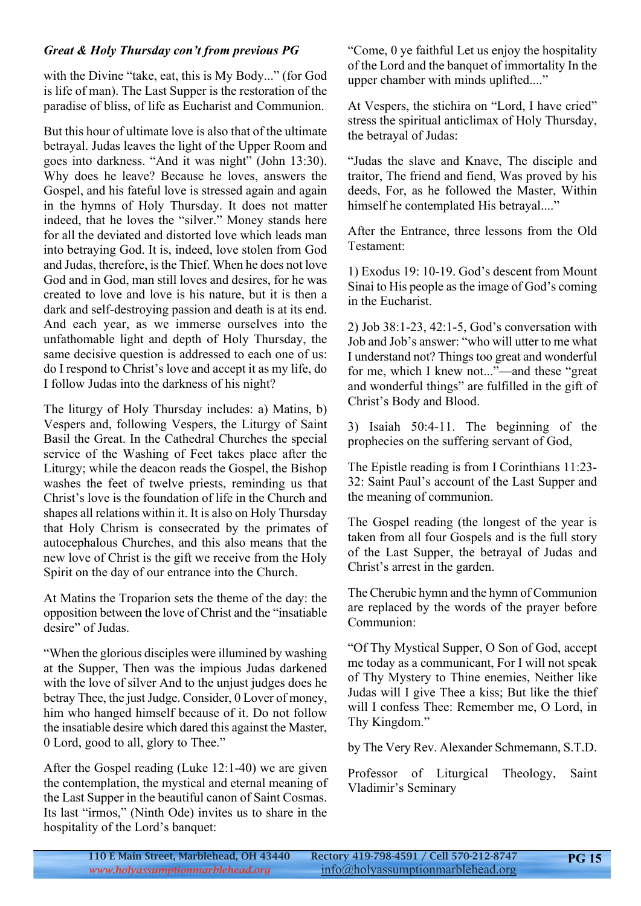***Great & Holy Thursday con't from previous PG***

with the Divine "take, eat, this is My Body..." (for God is life of man). The Last Supper is the restoration of the paradise of bliss, of life as Eucharist and Communion.

But this hour of ultimate love is also that of the ultimate betrayal. Judas leaves the light of the Upper Room and goes into darkness. "And it was night" (John 13:30). Why does he leave? Because he loves, answers the Gospel, and his fateful love is stressed again and again in the hymns of Holy Thursday. It does not matter indeed, that he loves the "silver." Money stands here for all the deviated and distorted love which leads man into betraying God. It is, indeed, love stolen from God and Judas, therefore, is the Thief. When he does not love God and in God, man still loves and desires, for he was created to love and love is his nature, but it is then a dark and self-destroying passion and death is at its end. And each year, as we immerse ourselves into the unfathomable light and depth of Holy Thursday, the same decisive question is addressed to each one of us: do I respond to Christ's love and accept it as my life, do I follow Judas into the darkness of his night?

The liturgy of Holy Thursday includes: a) Matins, b) Vespers and, following Vespers, the Liturgy of Saint Basil the Great. In the Cathedral Churches the special service of the Washing of Feet takes place after the Liturgy; while the deacon reads the Gospel, the Bishop washes the feet of twelve priests, reminding us that Christ's love is the foundation of life in the Church and shapes all relations within it. It is also on Holy Thursday that Holy Chrism is consecrated by the primates of autocephalous Churches, and this also means that the new love of Christ is the gift we receive from the Holy Spirit on the day of our entrance into the Church.

At Matins the Troparion sets the theme of the day: the opposition between the love of Christ and the "insatiable desire" of Judas.

"When the glorious disciples were illumined by washing at the Supper, Then was the impious Judas darkened with the love of silver And to the unjust judges does he betray Thee, the just Judge. Consider, 0 Lover of money, him who hanged himself because of it. Do not follow the insatiable desire which dared this against the Master, 0 Lord, good to all, glory to Thee."

After the Gospel reading (Luke 12:1-40) we are given the contemplation, the mystical and eternal meaning of the Last Supper in the beautiful canon of Saint Cosmas. Its last "irmos," (Ninth Ode) invites us to share in the hospitality of the Lord's banquet:

"Come, 0 ye faithful Let us enjoy the hospitality of the Lord and the banquet of immortality In the upper chamber with minds uplifted...."

At Vespers, the stichira on "Lord, I have cried" stress the spiritual anticlimax of Holy Thursday, the betrayal of Judas:

"Judas the slave and Knave, The disciple and traitor, The friend and fiend, Was proved by his deeds, For, as he followed the Master, Within himself he contemplated His betrayal...."

After the Entrance, three lessons from the Old Testament:

1) Exodus 19: 10-19. God's descent from Mount Sinai to His people as the image of God's coming in the Eucharist.

2) Job 38:1-23, 42:1-5, God's conversation with Job and Job's answer: "who will utter to me what I understand not? Things too great and wonderful for me, which I knew not..."—and these "great and wonderful things" are fulfilled in the gift of Christ's Body and Blood.

3) Isaiah 50:4-11. The beginning of the prophecies on the suffering servant of God,

The Epistle reading is from I Corinthians 11:23-32: Saint Paul's account of the Last Supper and the meaning of communion.

The Gospel reading (the longest of the year is taken from all four Gospels and is the full story of the Last Supper, the betrayal of Judas and Christ's arrest in the garden.

The Cherubic hymn and the hymn of Communion are replaced by the words of the prayer before Communion:

"Of Thy Mystical Supper, O Son of God, accept me today as a communicant, For I will not speak of Thy Mystery to Thine enemies, Neither like Judas will I give Thee a kiss; But like the thief will I confess Thee: Remember me, O Lord, in Thy Kingdom."

by The Very Rev. Alexander Schmemann, S.T.D.

Professor of Liturgical Theology, Saint Vladimir's Seminary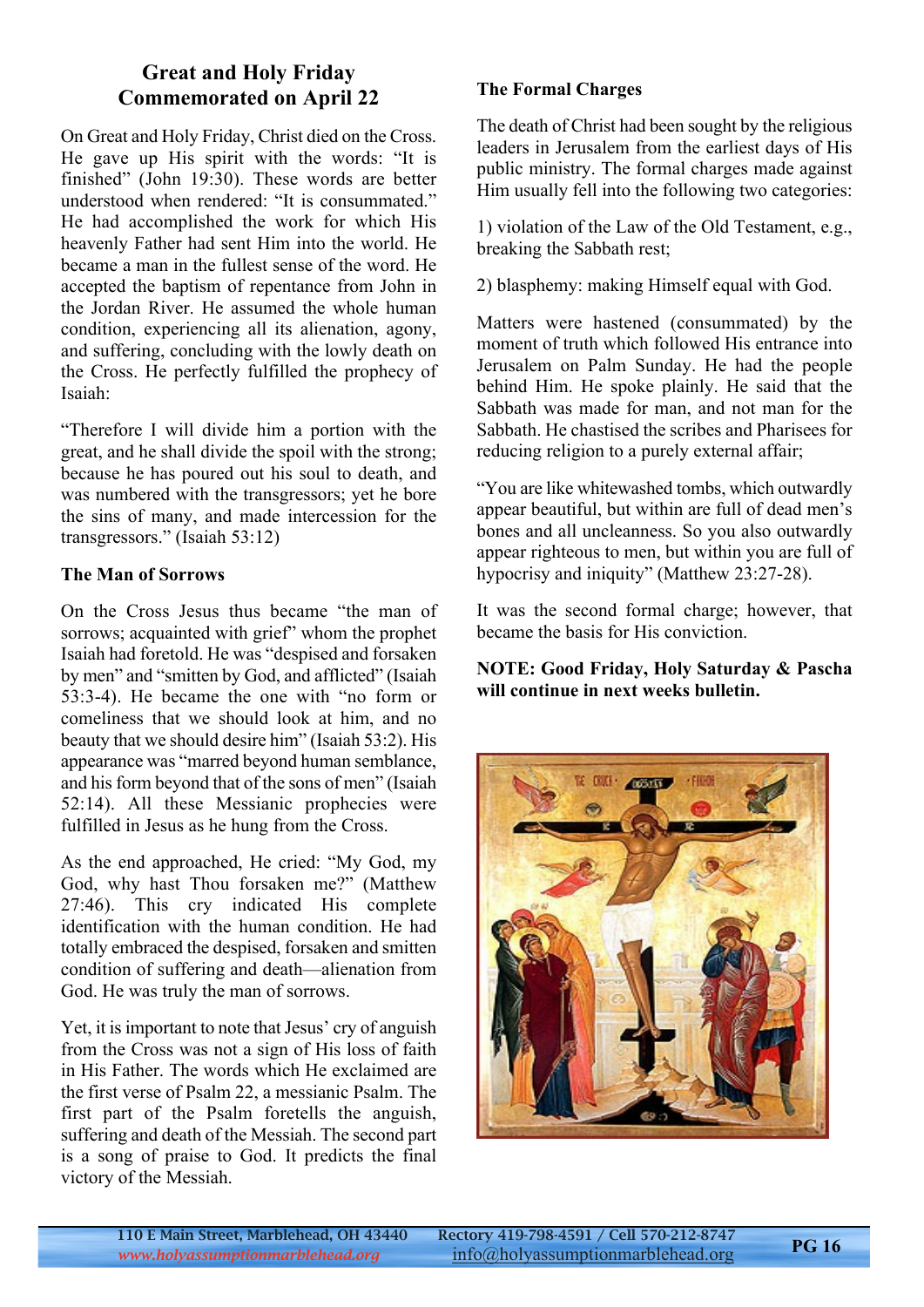## Great and Holy Friday Commemorated on April 22

On Great and Holy Friday, Christ died on the Cross. He gave up His spirit with the words: "It is finished" (John 19:30). These words are better understood when rendered: "It is consummated." He had accomplished the work for which His heavenly Father had sent Him into the world. He became a man in the fullest sense of the word. He accepted the baptism of repentance from John in the Jordan River. He assumed the whole human condition, experiencing all its alienation, agony, and suffering, concluding with the lowly death on the Cross. He perfectly fulfilled the prophecy of Isaiah:

"Therefore I will divide him a portion with the great, and he shall divide the spoil with the strong; because he has poured out his soul to death, and was numbered with the transgressors; yet he bore the sins of many, and made intercession for the transgressors." (Isaiah 53:12)

### The Man of Sorrows

On the Cross Jesus thus became "the man of sorrows; acquainted with grief" whom the prophet Isaiah had foretold. He was "despised and forsaken by men" and "smitten by God, and afflicted" (Isaiah 53:3-4). He became the one with "no form or comeliness that we should look at him, and no beauty that we should desire him" (Isaiah 53:2). His appearance was "marred beyond human semblance, and his form beyond that of the sons of men" (Isaiah 52:14). All these Messianic prophecies were fulfilled in Jesus as he hung from the Cross.

As the end approached, He cried: "My God, my God, why hast Thou forsaken me?" (Matthew 27:46). This cry indicated His complete identification with the human condition. He had totally embraced the despised, forsaken and smitten condition of suffering and death—alienation from God. He was truly the man of sorrows.

Yet, it is important to note that Jesus' cry of anguish from the Cross was not a sign of His loss of faith in His Father. The words which He exclaimed are the first verse of Psalm 22, a messianic Psalm. The first part of the Psalm foretells the anguish, suffering and death of the Messiah. The second part is a song of praise to God. It predicts the final victory of the Messiah.

### The Formal Charges

The death of Christ had been sought by the religious leaders in Jerusalem from the earliest days of His public ministry. The formal charges made against Him usually fell into the following two categories:

1) violation of the Law of the Old Testament, e.g., breaking the Sabbath rest;

2) blasphemy: making Himself equal with God.

Matters were hastened (consummated) by the moment of truth which followed His entrance into Jerusalem on Palm Sunday. He had the people behind Him. He spoke plainly. He said that the Sabbath was made for man, and not man for the Sabbath. He chastised the scribes and Pharisees for reducing religion to a purely external affair;

"You are like whitewashed tombs, which outwardly appear beautiful, but within are full of dead men's bones and all uncleanness. So you also outwardly appear righteous to men, but within you are full of hypocrisy and iniquity" (Matthew 23:27-28).

It was the second formal charge; however, that became the basis for His conviction.

**NOTE: Good Friday, Holy Saturday & Pascha will continue in next weeks bulletin.**

110 E Main Street, Marblehead, OH 43440 — *www.holyassumptionmarblehead.org*
Rectory 419-798-4591 / Cell 570-212-8747 — info@holyassumptionmarblehead.org